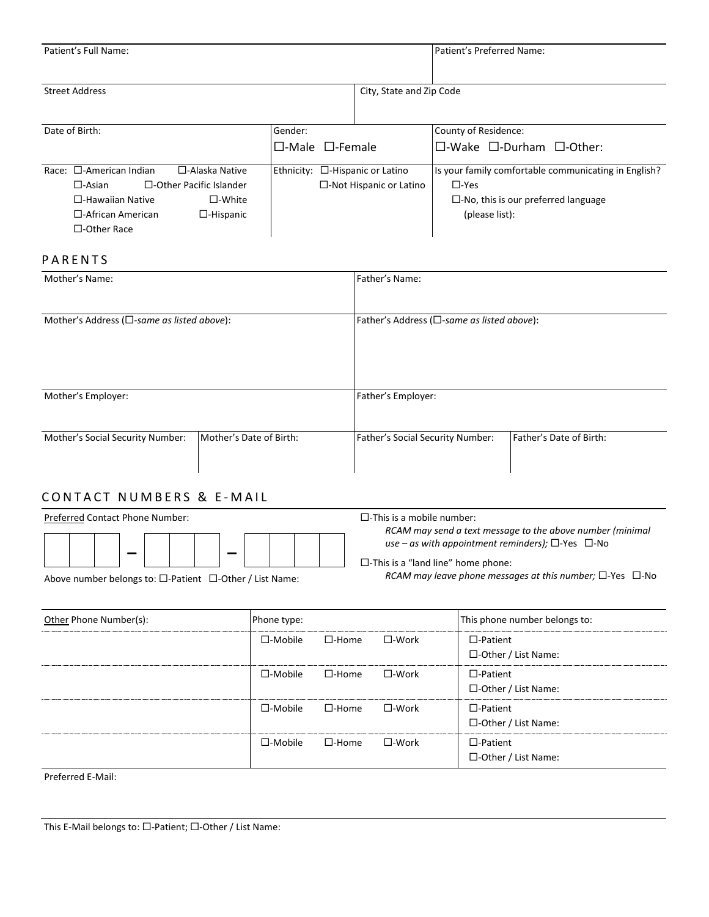| Patient's Full Name: | | Patient's Preferred Name: |
|---|---|---|
| **Street Address** | **City, State and Zip Code** | |
| Date of Birth: | Gender: ☐-Male ☐-Female | County of Residence: ☐-Wake ☐-Durham ☐-Other: |
| Race: ☐-American Indian ☐-Alaska Native ☐-Asian ☐-Other Pacific Islander ☐-Hawaiian Native ☐-White ☐-African American ☐-Hispanic ☐-Other Race | Ethnicity: ☐-Hispanic or Latino ☐-Not Hispanic or Latino | Is your family comfortable communicating in English? ☐-Yes ☐-No, this is our preferred language (please list): |

## PARENTS

| Mother's Name: | | Father's Name: | |
|---|---|---|---|
| Mother's Address (☐-*same as listed above*): | | Father's Address (☐-*same as listed above*): | |
| Mother's Employer: | | Father's Employer: | |
| Mother's Social Security Number: | Mother's Date of Birth: | Father's Social Security Number: | Father's Date of Birth: |

## CONTACT NUMBERS & E-MAIL

Preferred Contact Phone Number:

| | | | – | | | | – | | | | |
|---|---|---|---|---|---|---|---|---|---|---|---|

Above number belongs to: ☐-Patient ☐-Other / List Name:

☐-This is a mobile number:
*RCAM may send a text message to the above number (minimal use – as with appointment reminders);* ☐-Yes ☐-No

☐-This is a "land line" home phone:
*RCAM may leave phone messages at this number;* ☐-Yes ☐-No

| Other Phone Number(s): | Phone type: | This phone number belongs to: |
|---|---|---|
| | ☐-Mobile ☐-Home ☐-Work | ☐-Patient ☐-Other / List Name: |
| | ☐-Mobile ☐-Home ☐-Work | ☐-Patient ☐-Other / List Name: |
| | ☐-Mobile ☐-Home ☐-Work | ☐-Patient ☐-Other / List Name: |
| | ☐-Mobile ☐-Home ☐-Work | ☐-Patient ☐-Other / List Name: |

Preferred E-Mail:

This E-Mail belongs to: ☐-Patient; ☐-Other / List Name: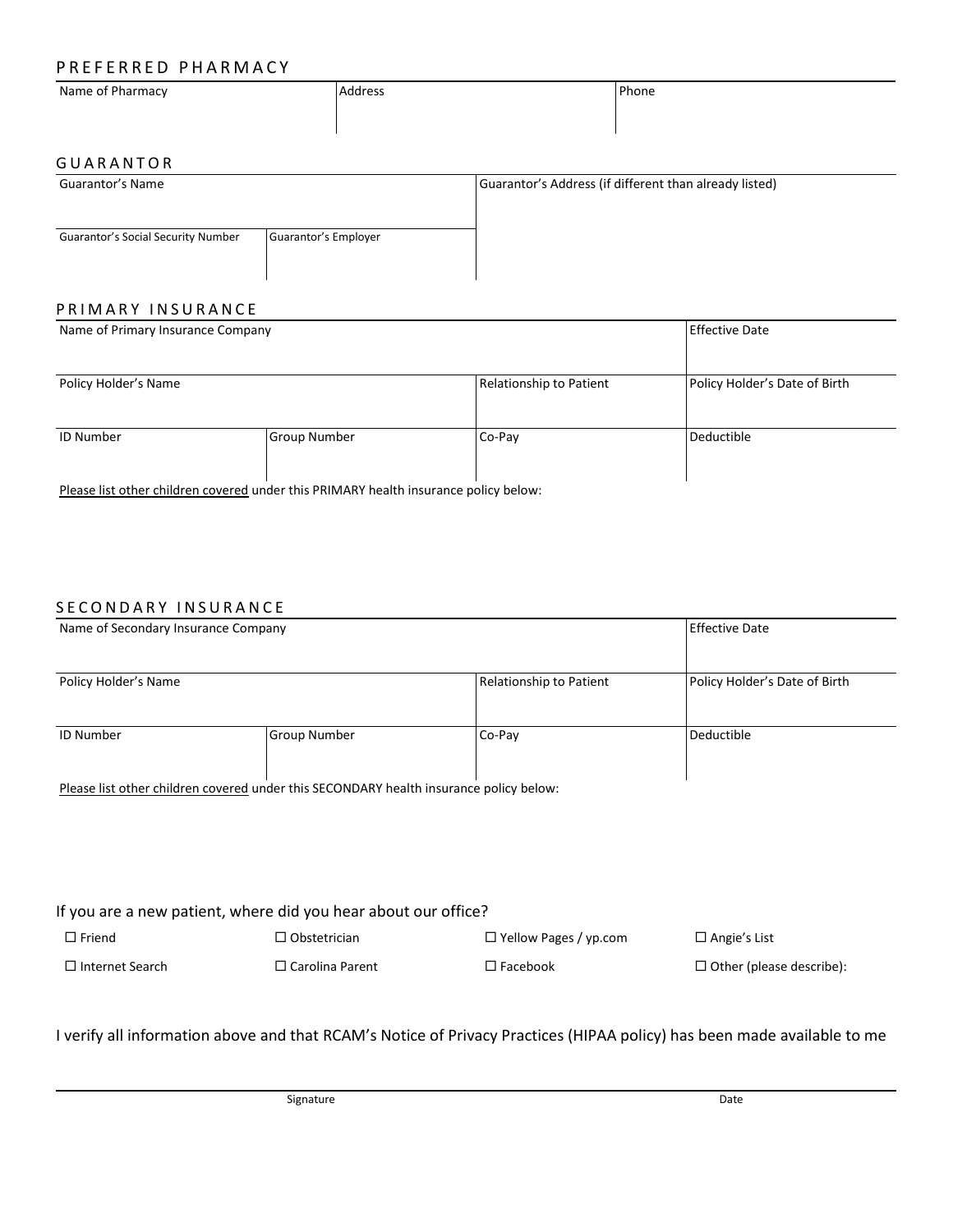## PREFERRED PHARMACY

| Name of Pharmacy | Address | Phone |
| --- | --- | --- |
| | | |

## GUARANTOR

| Guarantor's Name | | Guarantor's Address (if different than already listed) |
| --- | --- | --- |
| Guarantor's Social Security Number | Guarantor's Employer | |

## PRIMARY INSURANCE

| Name of Primary Insurance Company | | | Effective Date |
| --- | --- | --- | --- |
| Policy Holder's Name | | Relationship to Patient | Policy Holder's Date of Birth |
| ID Number | Group Number | Co-Pay | Deductible |

Please list other children covered under this PRIMARY health insurance policy below:

## SECONDARY INSURANCE

| Name of Secondary Insurance Company | | | Effective Date |
| --- | --- | --- | --- |
| Policy Holder's Name | | Relationship to Patient | Policy Holder's Date of Birth |
| ID Number | Group Number | Co-Pay | Deductible |

Please list other children covered under this SECONDARY health insurance policy below:

If you are a new patient, where did you hear about our office?

☐ Friend ☐ Obstetrician ☐ Yellow Pages / yp.com ☐ Angie's List

☐ Internet Search ☐ Carolina Parent ☐ Facebook ☐ Other (please describe):

I verify all information above and that RCAM's Notice of Privacy Practices (HIPAA policy) has been made available to me

Signature Date